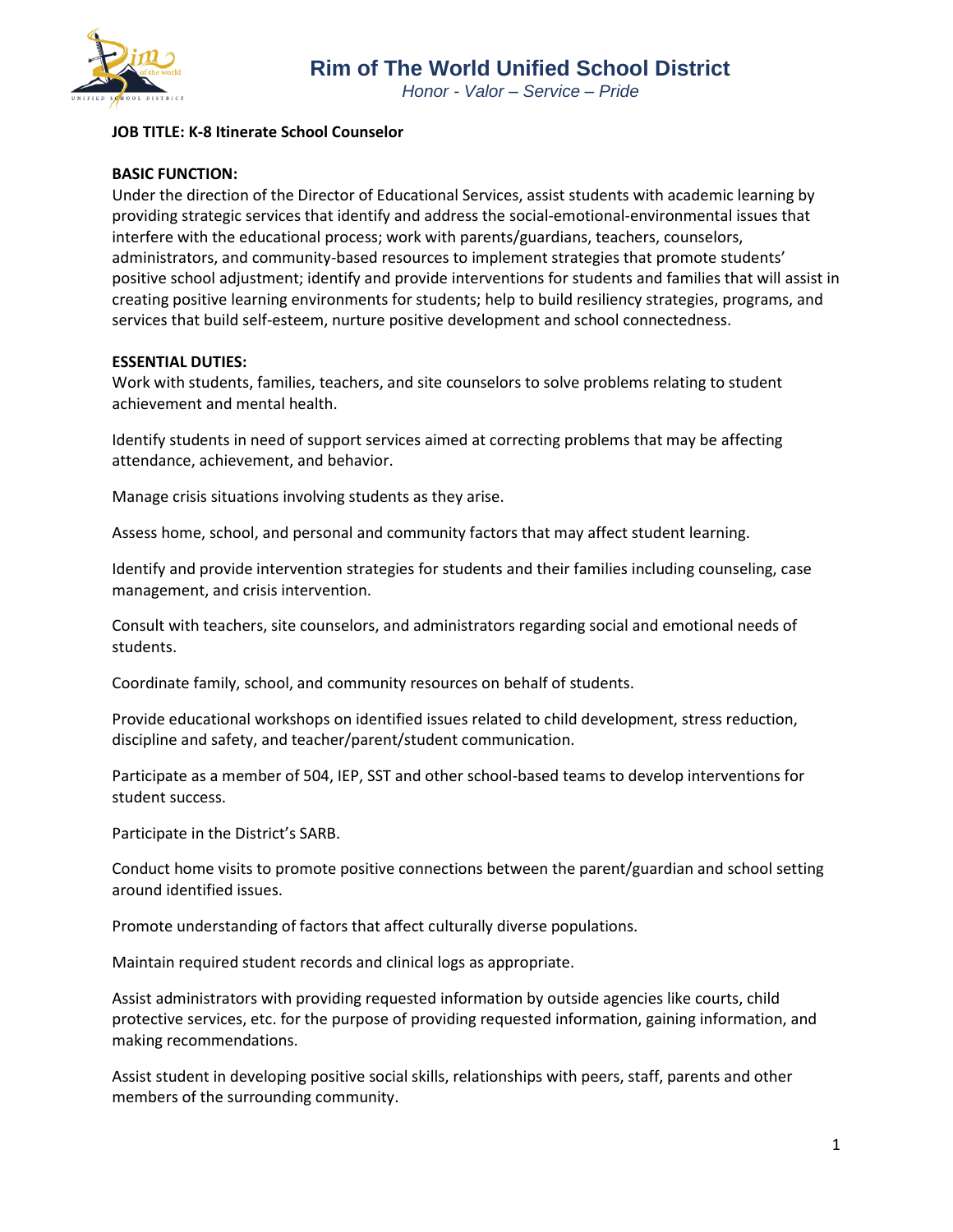# Rim of The World Unified School District

*Honor - Valor – Service – Pride*

**JOB TITLE: K-8 Itinerate School Counselor**

**BASIC FUNCTION:**

Under the direction of the Director of Educational Services, assist students with academic learning by providing strategic services that identify and address the social-emotional-environmental issues that interfere with the educational process; work with parents/guardians, teachers, counselors, administrators, and community-based resources to implement strategies that promote students' positive school adjustment; identify and provide interventions for students and families that will assist in creating positive learning environments for students; help to build resiliency strategies, programs, and services that build self-esteem, nurture positive development and school connectedness.

**ESSENTIAL DUTIES:**

Work with students, families, teachers, and site counselors to solve problems relating to student achievement and mental health.

Identify students in need of support services aimed at correcting problems that may be affecting attendance, achievement, and behavior.

Manage crisis situations involving students as they arise.

Assess home, school, and personal and community factors that may affect student learning.

Identify and provide intervention strategies for students and their families including counseling, case management, and crisis intervention.

Consult with teachers, site counselors, and administrators regarding social and emotional needs of students.

Coordinate family, school, and community resources on behalf of students.

Provide educational workshops on identified issues related to child development, stress reduction, discipline and safety, and teacher/parent/student communication.

Participate as a member of 504, IEP, SST and other school-based teams to develop interventions for student success.

Participate in the District's SARB.

Conduct home visits to promote positive connections between the parent/guardian and school setting around identified issues.

Promote understanding of factors that affect culturally diverse populations.

Maintain required student records and clinical logs as appropriate.

Assist administrators with providing requested information by outside agencies like courts, child protective services, etc. for the purpose of providing requested information, gaining information, and making recommendations.

Assist student in developing positive social skills, relationships with peers, staff, parents and other members of the surrounding community.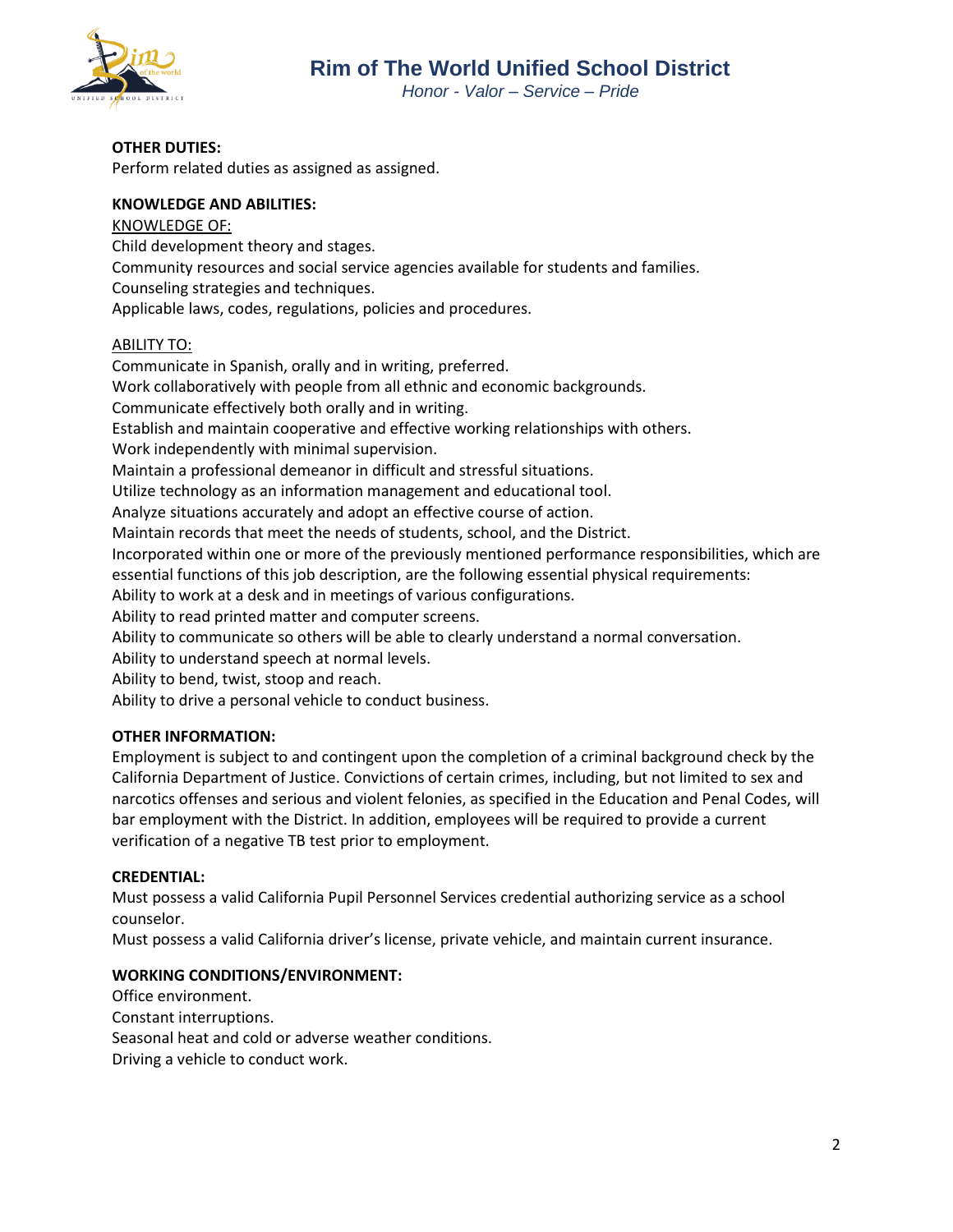**OTHER DUTIES:**
Perform related duties as assigned as assigned.

**KNOWLEDGE AND ABILITIES:**

KNOWLEDGE OF:
Child development theory and stages.
Community resources and social service agencies available for students and families.
Counseling strategies and techniques.
Applicable laws, codes, regulations, policies and procedures.

ABILITY TO:
Communicate in Spanish, orally and in writing, preferred.
Work collaboratively with people from all ethnic and economic backgrounds.
Communicate effectively both orally and in writing.
Establish and maintain cooperative and effective working relationships with others.
Work independently with minimal supervision.
Maintain a professional demeanor in difficult and stressful situations.
Utilize technology as an information management and educational tool.
Analyze situations accurately and adopt an effective course of action.
Maintain records that meet the needs of students, school, and the District.
Incorporated within one or more of the previously mentioned performance responsibilities, which are essential functions of this job description, are the following essential physical requirements:
Ability to work at a desk and in meetings of various configurations.
Ability to read printed matter and computer screens.
Ability to communicate so others will be able to clearly understand a normal conversation.
Ability to understand speech at normal levels.
Ability to bend, twist, stoop and reach.
Ability to drive a personal vehicle to conduct business.

**OTHER INFORMATION:**
Employment is subject to and contingent upon the completion of a criminal background check by the California Department of Justice. Convictions of certain crimes, including, but not limited to sex and narcotics offenses and serious and violent felonies, as specified in the Education and Penal Codes, will bar employment with the District. In addition, employees will be required to provide a current verification of a negative TB test prior to employment.

**CREDENTIAL:**
Must possess a valid California Pupil Personnel Services credential authorizing service as a school counselor.
Must possess a valid California driver's license, private vehicle, and maintain current insurance.

**WORKING CONDITIONS/ENVIRONMENT:**
Office environment.
Constant interruptions.
Seasonal heat and cold or adverse weather conditions.
Driving a vehicle to conduct work.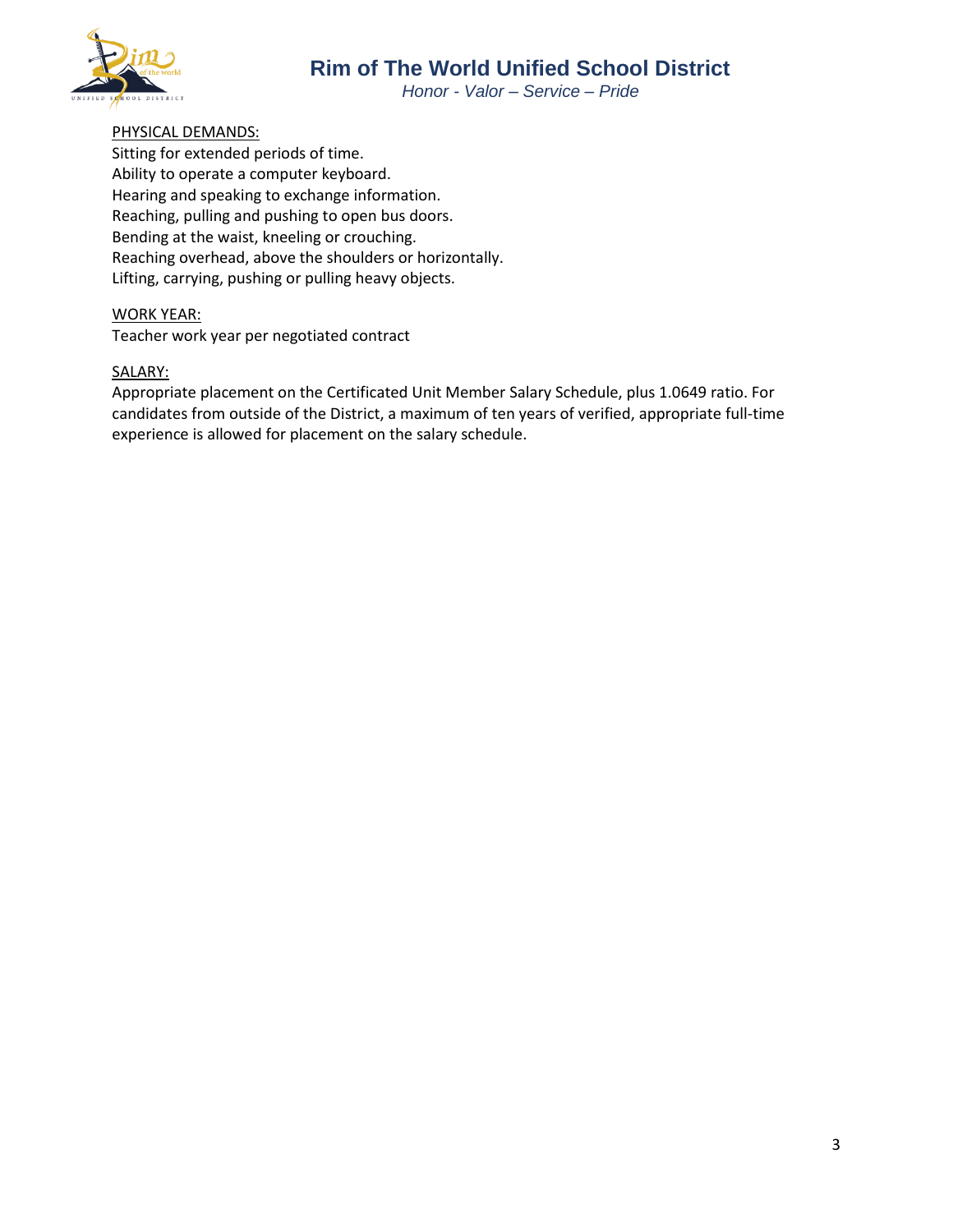PHYSICAL DEMANDS:

Sitting for extended periods of time.
Ability to operate a computer keyboard.
Hearing and speaking to exchange information.
Reaching, pulling and pushing to open bus doors.
Bending at the waist, kneeling or crouching.
Reaching overhead, above the shoulders or horizontally.
Lifting, carrying, pushing or pulling heavy objects.

WORK YEAR:

Teacher work year per negotiated contract

SALARY:

Appropriate placement on the Certificated Unit Member Salary Schedule, plus 1.0649 ratio. For candidates from outside of the District, a maximum of ten years of verified, appropriate full-time experience is allowed for placement on the salary schedule.